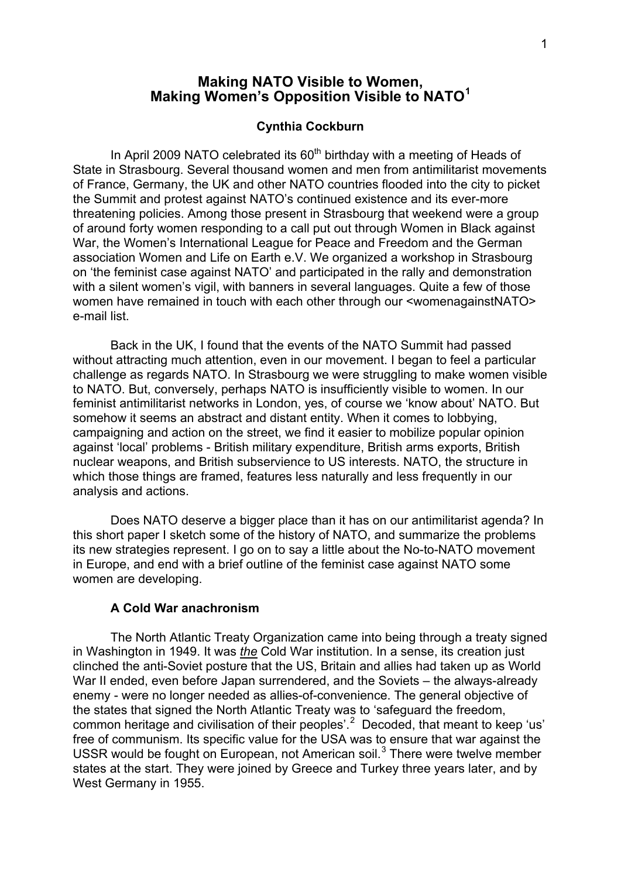# Making NATO Visible to Women, Making Women's Opposition Visible to NATO[1]

**Cynthia Cockburn**

In April 2009 NATO celebrated its 60th birthday with a meeting of Heads of State in Strasbourg. Several thousand women and men from antimilitarist movements of France, Germany, the UK and other NATO countries flooded into the city to picket the Summit and protest against NATO's continued existence and its ever-more threatening policies. Among those present in Strasbourg that weekend were a group of around forty women responding to a call put out through Women in Black against War, the Women's International League for Peace and Freedom and the German association Women and Life on Earth e.V. We organized a workshop in Strasbourg on 'the feminist case against NATO' and participated in the rally and demonstration with a silent women's vigil, with banners in several languages. Quite a few of those women have remained in touch with each other through our <womenagainstNATO> e-mail list.

Back in the UK, I found that the events of the NATO Summit had passed without attracting much attention, even in our movement. I began to feel a particular challenge as regards NATO. In Strasbourg we were struggling to make women visible to NATO. But, conversely, perhaps NATO is insufficiently visible to women. In our feminist antimilitarist networks in London, yes, of course we 'know about' NATO. But somehow it seems an abstract and distant entity. When it comes to lobbying, campaigning and action on the street, we find it easier to mobilize popular opinion against 'local' problems - British military expenditure, British arms exports, British nuclear weapons, and British subservience to US interests. NATO, the structure in which those things are framed, features less naturally and less frequently in our analysis and actions.

Does NATO deserve a bigger place than it has on our antimilitarist agenda? In this short paper I sketch some of the history of NATO, and summarize the problems its new strategies represent. I go on to say a little about the No-to-NATO movement in Europe, and end with a brief outline of the feminist case against NATO some women are developing.

## A Cold War anachronism

The North Atlantic Treaty Organization came into being through a treaty signed in Washington in 1949. It was ***the*** Cold War institution. In a sense, its creation just clinched the anti-Soviet posture that the US, Britain and allies had taken up as World War II ended, even before Japan surrendered, and the Soviets – the always-already enemy - were no longer needed as allies-of-convenience. The general objective of the states that signed the North Atlantic Treaty was to 'safeguard the freedom, common heritage and civilisation of their peoples'.[2] Decoded, that meant to keep 'us' free of communism. Its specific value for the USA was to ensure that war against the USSR would be fought on European, not American soil.[3] There were twelve member states at the start. They were joined by Greece and Turkey three years later, and by West Germany in 1955.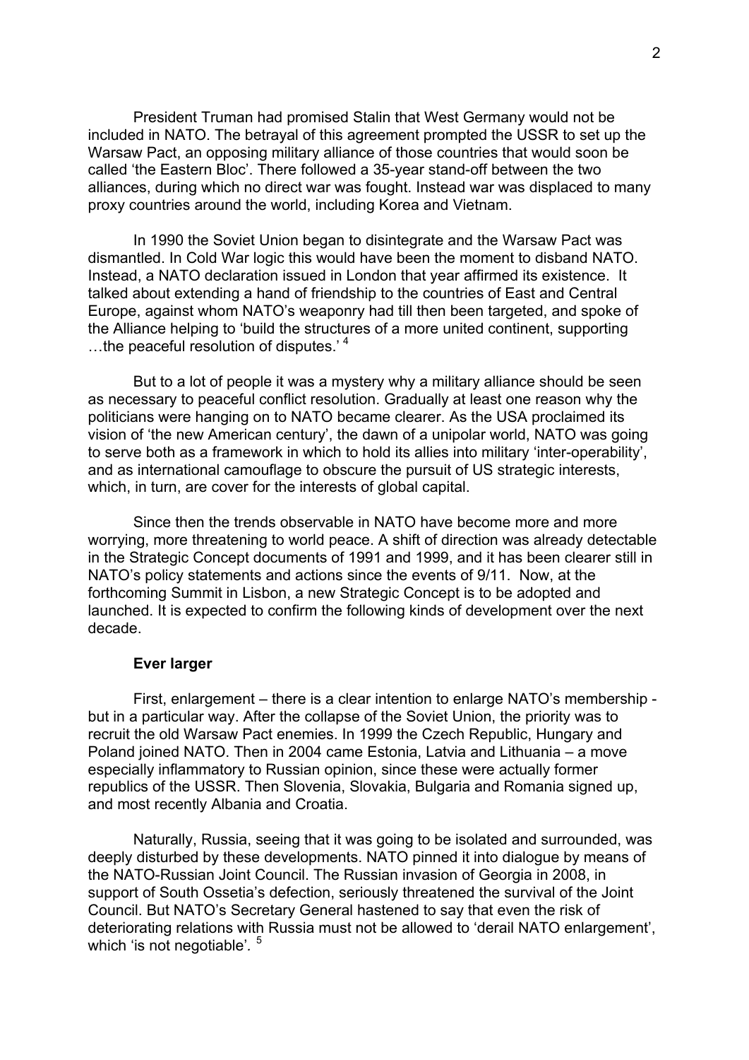President Truman had promised Stalin that West Germany would not be included in NATO. The betrayal of this agreement prompted the USSR to set up the Warsaw Pact, an opposing military alliance of those countries that would soon be called 'the Eastern Bloc'. There followed a 35-year stand-off between the two alliances, during which no direct war was fought. Instead war was displaced to many proxy countries around the world, including Korea and Vietnam.

In 1990 the Soviet Union began to disintegrate and the Warsaw Pact was dismantled. In Cold War logic this would have been the moment to disband NATO. Instead, a NATO declaration issued in London that year affirmed its existence. It talked about extending a hand of friendship to the countries of East and Central Europe, against whom NATO's weaponry had till then been targeted, and spoke of the Alliance helping to 'build the structures of a more united continent, supporting …the peaceful resolution of disputes.' [4]

But to a lot of people it was a mystery why a military alliance should be seen as necessary to peaceful conflict resolution. Gradually at least one reason why the politicians were hanging on to NATO became clearer. As the USA proclaimed its vision of 'the new American century', the dawn of a unipolar world, NATO was going to serve both as a framework in which to hold its allies into military 'inter-operability', and as international camouflage to obscure the pursuit of US strategic interests, which, in turn, are cover for the interests of global capital.

Since then the trends observable in NATO have become more and more worrying, more threatening to world peace. A shift of direction was already detectable in the Strategic Concept documents of 1991 and 1999, and it has been clearer still in NATO's policy statements and actions since the events of 9/11. Now, at the forthcoming Summit in Lisbon, a new Strategic Concept is to be adopted and launched. It is expected to confirm the following kinds of development over the next decade.

**Ever larger**

First, enlargement – there is a clear intention to enlarge NATO's membership - but in a particular way. After the collapse of the Soviet Union, the priority was to recruit the old Warsaw Pact enemies. In 1999 the Czech Republic, Hungary and Poland joined NATO. Then in 2004 came Estonia, Latvia and Lithuania – a move especially inflammatory to Russian opinion, since these were actually former republics of the USSR. Then Slovenia, Slovakia, Bulgaria and Romania signed up, and most recently Albania and Croatia.

Naturally, Russia, seeing that it was going to be isolated and surrounded, was deeply disturbed by these developments. NATO pinned it into dialogue by means of the NATO-Russian Joint Council. The Russian invasion of Georgia in 2008, in support of South Ossetia's defection, seriously threatened the survival of the Joint Council. But NATO's Secretary General hastened to say that even the risk of deteriorating relations with Russia must not be allowed to 'derail NATO enlargement', which 'is not negotiable'. [5]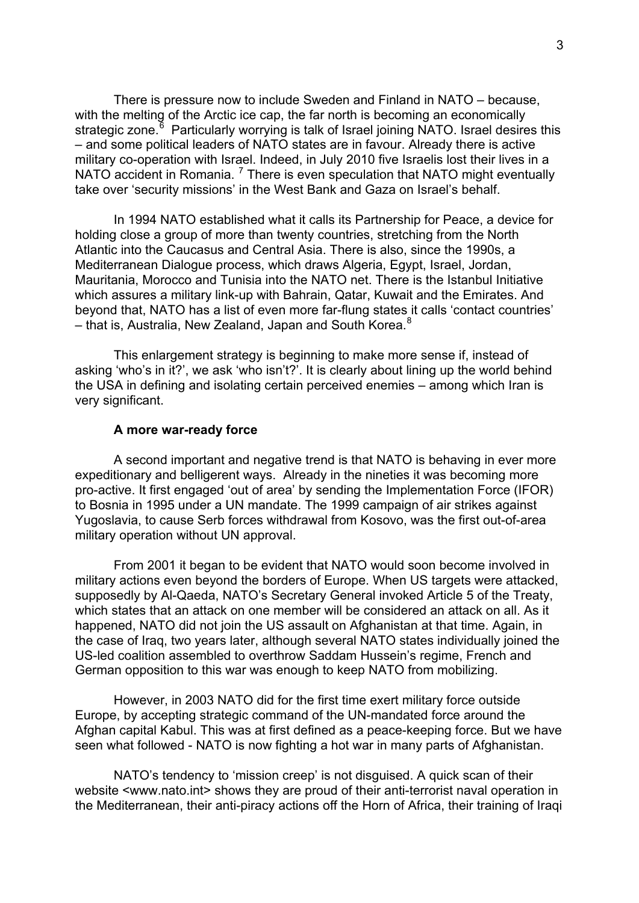There is pressure now to include Sweden and Finland in NATO – because, with the melting of the Arctic ice cap, the far north is becoming an economically strategic zone.[6] Particularly worrying is talk of Israel joining NATO. Israel desires this – and some political leaders of NATO states are in favour. Already there is active military co-operation with Israel. Indeed, in July 2010 five Israelis lost their lives in a NATO accident in Romania. [7] There is even speculation that NATO might eventually take over 'security missions' in the West Bank and Gaza on Israel's behalf.

In 1994 NATO established what it calls its Partnership for Peace, a device for holding close a group of more than twenty countries, stretching from the North Atlantic into the Caucasus and Central Asia. There is also, since the 1990s, a Mediterranean Dialogue process, which draws Algeria, Egypt, Israel, Jordan, Mauritania, Morocco and Tunisia into the NATO net. There is the Istanbul Initiative which assures a military link-up with Bahrain, Qatar, Kuwait and the Emirates. And beyond that, NATO has a list of even more far-flung states it calls 'contact countries' – that is, Australia, New Zealand, Japan and South Korea.[8]

This enlargement strategy is beginning to make more sense if, instead of asking 'who's in it?', we ask 'who isn't?'. It is clearly about lining up the world behind the USA in defining and isolating certain perceived enemies – among which Iran is very significant.

**A more war-ready force**

A second important and negative trend is that NATO is behaving in ever more expeditionary and belligerent ways. Already in the nineties it was becoming more pro-active. It first engaged 'out of area' by sending the Implementation Force (IFOR) to Bosnia in 1995 under a UN mandate. The 1999 campaign of air strikes against Yugoslavia, to cause Serb forces withdrawal from Kosovo, was the first out-of-area military operation without UN approval.

From 2001 it began to be evident that NATO would soon become involved in military actions even beyond the borders of Europe. When US targets were attacked, supposedly by Al-Qaeda, NATO's Secretary General invoked Article 5 of the Treaty, which states that an attack on one member will be considered an attack on all. As it happened, NATO did not join the US assault on Afghanistan at that time. Again, in the case of Iraq, two years later, although several NATO states individually joined the US-led coalition assembled to overthrow Saddam Hussein's regime, French and German opposition to this war was enough to keep NATO from mobilizing.

However, in 2003 NATO did for the first time exert military force outside Europe, by accepting strategic command of the UN-mandated force around the Afghan capital Kabul. This was at first defined as a peace-keeping force. But we have seen what followed - NATO is now fighting a hot war in many parts of Afghanistan.

NATO's tendency to 'mission creep' is not disguised. A quick scan of their website <www.nato.int> shows they are proud of their anti-terrorist naval operation in the Mediterranean, their anti-piracy actions off the Horn of Africa, their training of Iraqi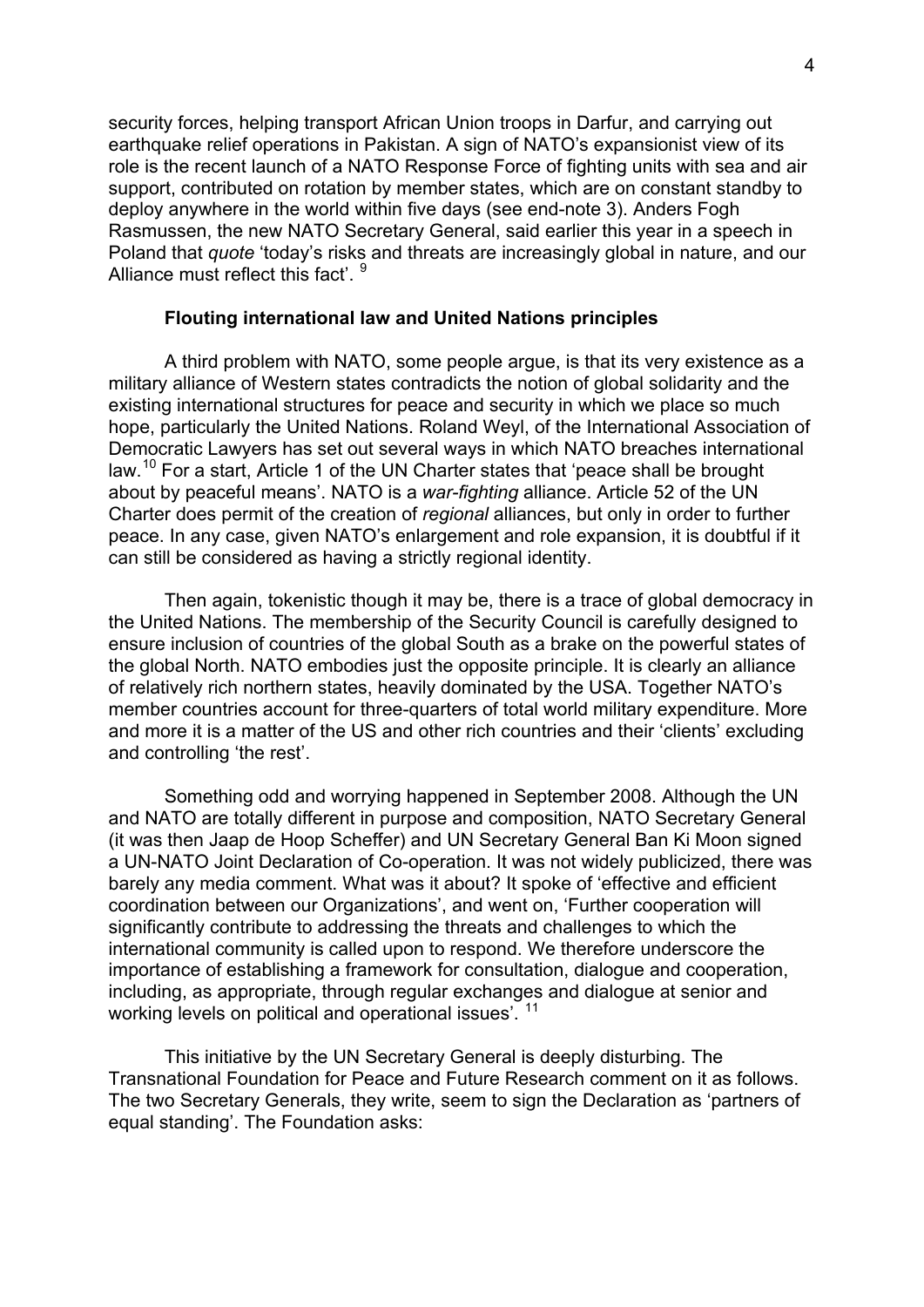security forces, helping transport African Union troops in Darfur, and carrying out earthquake relief operations in Pakistan. A sign of NATO's expansionist view of its role is the recent launch of a NATO Response Force of fighting units with sea and air support, contributed on rotation by member states, which are on constant standby to deploy anywhere in the world within five days (see end-note 3). Anders Fogh Rasmussen, the new NATO Secretary General, said earlier this year in a speech in Poland that *quote* 'today's risks and threats are increasingly global in nature, and our Alliance must reflect this fact'. [9]

### Flouting international law and United Nations principles

A third problem with NATO, some people argue, is that its very existence as a military alliance of Western states contradicts the notion of global solidarity and the existing international structures for peace and security in which we place so much hope, particularly the United Nations. Roland Weyl, of the International Association of Democratic Lawyers has set out several ways in which NATO breaches international law.[10] For a start, Article 1 of the UN Charter states that 'peace shall be brought about by peaceful means'. NATO is a *war-fighting* alliance. Article 52 of the UN Charter does permit of the creation of *regional* alliances, but only in order to further peace. In any case, given NATO's enlargement and role expansion, it is doubtful if it can still be considered as having a strictly regional identity.

Then again, tokenistic though it may be, there is a trace of global democracy in the United Nations. The membership of the Security Council is carefully designed to ensure inclusion of countries of the global South as a brake on the powerful states of the global North. NATO embodies just the opposite principle. It is clearly an alliance of relatively rich northern states, heavily dominated by the USA. Together NATO's member countries account for three-quarters of total world military expenditure. More and more it is a matter of the US and other rich countries and their 'clients' excluding and controlling 'the rest'.

Something odd and worrying happened in September 2008. Although the UN and NATO are totally different in purpose and composition, NATO Secretary General (it was then Jaap de Hoop Scheffer) and UN Secretary General Ban Ki Moon signed a UN-NATO Joint Declaration of Co-operation. It was not widely publicized, there was barely any media comment. What was it about? It spoke of 'effective and efficient coordination between our Organizations', and went on, 'Further cooperation will significantly contribute to addressing the threats and challenges to which the international community is called upon to respond. We therefore underscore the importance of establishing a framework for consultation, dialogue and cooperation, including, as appropriate, through regular exchanges and dialogue at senior and working levels on political and operational issues'. [11]

This initiative by the UN Secretary General is deeply disturbing. The Transnational Foundation for Peace and Future Research comment on it as follows. The two Secretary Generals, they write, seem to sign the Declaration as 'partners of equal standing'. The Foundation asks: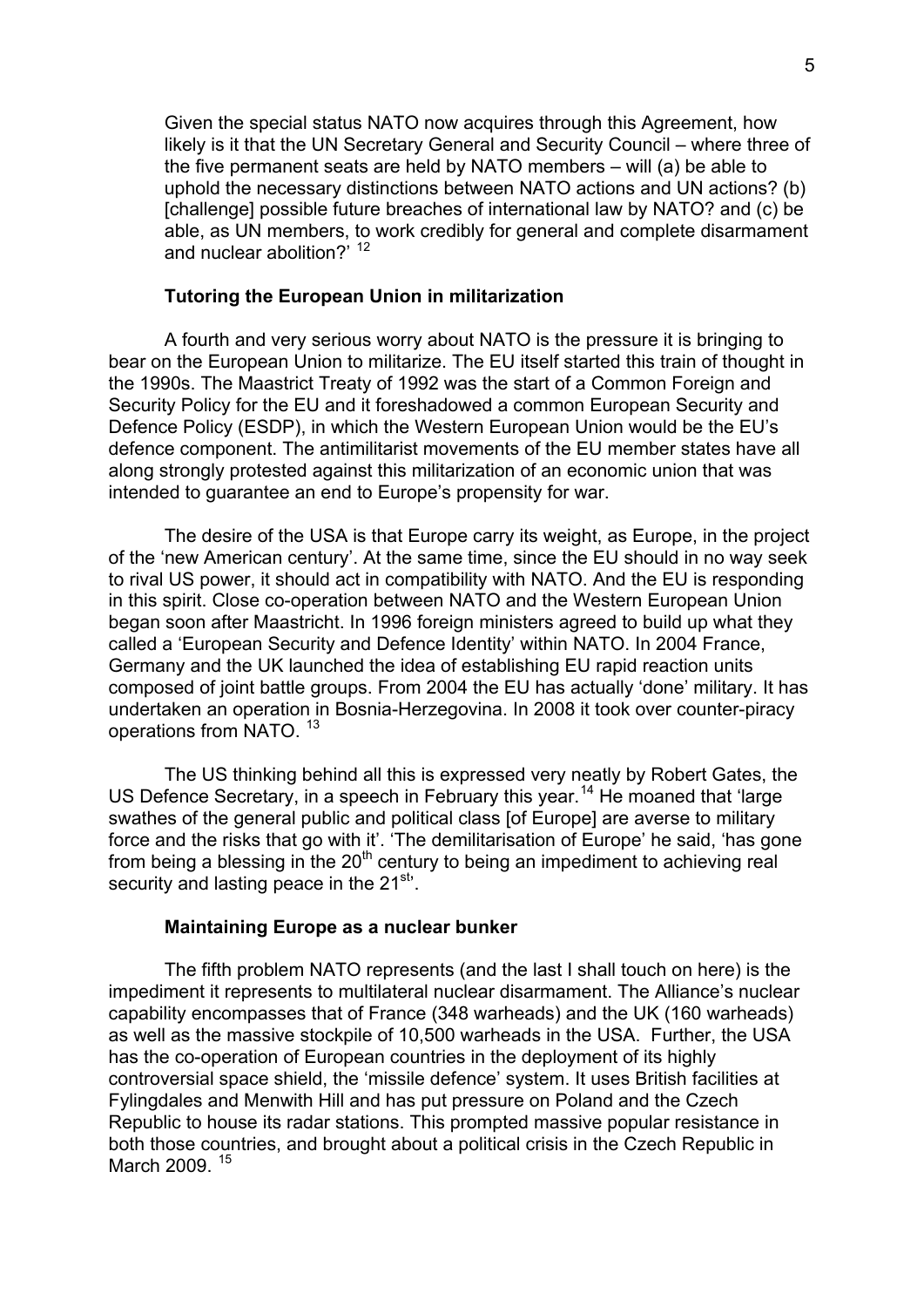Given the special status NATO now acquires through this Agreement, how likely is it that the UN Secretary General and Security Council – where three of the five permanent seats are held by NATO members – will (a) be able to uphold the necessary distinctions between NATO actions and UN actions? (b) [challenge] possible future breaches of international law by NATO? and (c) be able, as UN members, to work credibly for general and complete disarmament and nuclear abolition?' [12]

### Tutoring the European Union in militarization

A fourth and very serious worry about NATO is the pressure it is bringing to bear on the European Union to militarize. The EU itself started this train of thought in the 1990s. The Maastrict Treaty of 1992 was the start of a Common Foreign and Security Policy for the EU and it foreshadowed a common European Security and Defence Policy (ESDP), in which the Western European Union would be the EU's defence component. The antimilitarist movements of the EU member states have all along strongly protested against this militarization of an economic union that was intended to guarantee an end to Europe's propensity for war.

The desire of the USA is that Europe carry its weight, as Europe, in the project of the 'new American century'. At the same time, since the EU should in no way seek to rival US power, it should act in compatibility with NATO. And the EU is responding in this spirit. Close co-operation between NATO and the Western European Union began soon after Maastricht. In 1996 foreign ministers agreed to build up what they called a 'European Security and Defence Identity' within NATO. In 2004 France, Germany and the UK launched the idea of establishing EU rapid reaction units composed of joint battle groups. From 2004 the EU has actually 'done' military. It has undertaken an operation in Bosnia-Herzegovina. In 2008 it took over counter-piracy operations from NATO. [13]

The US thinking behind all this is expressed very neatly by Robert Gates, the US Defence Secretary, in a speech in February this year.[14] He moaned that 'large swathes of the general public and political class [of Europe] are averse to military force and the risks that go with it'. 'The demilitarisation of Europe' he said, 'has gone from being a blessing in the 20th century to being an impediment to achieving real security and lasting peace in the 21st'.

### Maintaining Europe as a nuclear bunker

The fifth problem NATO represents (and the last I shall touch on here) is the impediment it represents to multilateral nuclear disarmament. The Alliance's nuclear capability encompasses that of France (348 warheads) and the UK (160 warheads) as well as the massive stockpile of 10,500 warheads in the USA. Further, the USA has the co-operation of European countries in the deployment of its highly controversial space shield, the 'missile defence' system. It uses British facilities at Fylingdales and Menwith Hill and has put pressure on Poland and the Czech Republic to house its radar stations. This prompted massive popular resistance in both those countries, and brought about a political crisis in the Czech Republic in March 2009. [15]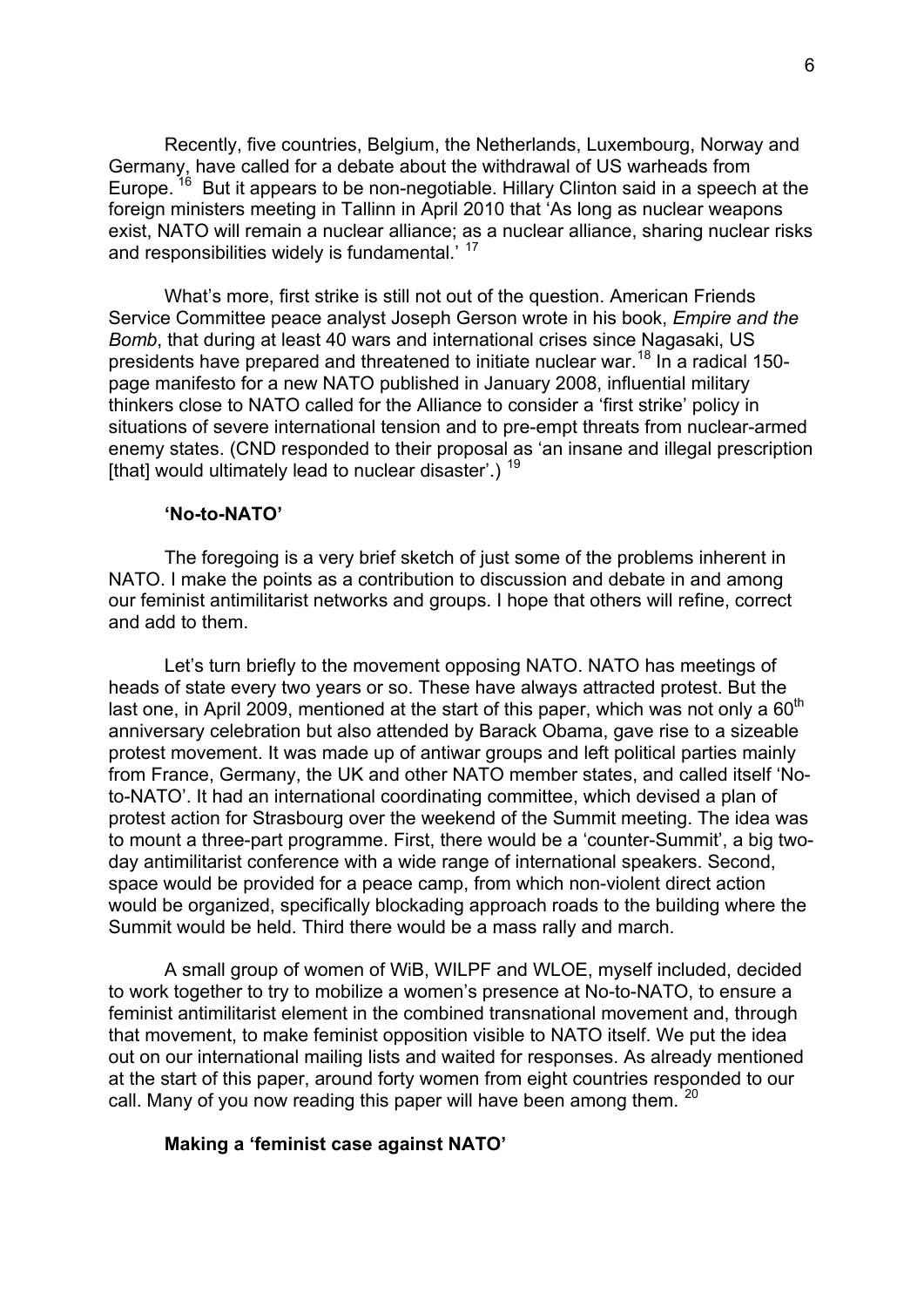Recently, five countries, Belgium, the Netherlands, Luxembourg, Norway and Germany, have called for a debate about the withdrawal of US warheads from Europe.[16] But it appears to be non-negotiable. Hillary Clinton said in a speech at the foreign ministers meeting in Tallinn in April 2010 that 'As long as nuclear weapons exist, NATO will remain a nuclear alliance; as a nuclear alliance, sharing nuclear risks and responsibilities widely is fundamental.'[17]

What's more, first strike is still not out of the question. American Friends Service Committee peace analyst Joseph Gerson wrote in his book, *Empire and the Bomb*, that during at least 40 wars and international crises since Nagasaki, US presidents have prepared and threatened to initiate nuclear war.[18] In a radical 150-page manifesto for a new NATO published in January 2008, influential military thinkers close to NATO called for the Alliance to consider a 'first strike' policy in situations of severe international tension and to pre-empt threats from nuclear-armed enemy states. (CND responded to their proposal as 'an insane and illegal prescription [that] would ultimately lead to nuclear disaster'.)[19]

### 'No-to-NATO'

The foregoing is a very brief sketch of just some of the problems inherent in NATO. I make the points as a contribution to discussion and debate in and among our feminist antimilitarist networks and groups. I hope that others will refine, correct and add to them.

Let's turn briefly to the movement opposing NATO. NATO has meetings of heads of state every two years or so. These have always attracted protest. But the last one, in April 2009, mentioned at the start of this paper, which was not only a 60th anniversary celebration but also attended by Barack Obama, gave rise to a sizeable protest movement. It was made up of antiwar groups and left political parties mainly from France, Germany, the UK and other NATO member states, and called itself 'No-to-NATO'. It had an international coordinating committee, which devised a plan of protest action for Strasbourg over the weekend of the Summit meeting. The idea was to mount a three-part programme. First, there would be a 'counter-Summit', a big two-day antimilitarist conference with a wide range of international speakers. Second, space would be provided for a peace camp, from which non-violent direct action would be organized, specifically blockading approach roads to the building where the Summit would be held. Third there would be a mass rally and march.

A small group of women of WiB, WILPF and WLOE, myself included, decided to work together to try to mobilize a women's presence at No-to-NATO, to ensure a feminist antimilitarist element in the combined transnational movement and, through that movement, to make feminist opposition visible to NATO itself. We put the idea out on our international mailing lists and waited for responses. As already mentioned at the start of this paper, around forty women from eight countries responded to our call. Many of you now reading this paper will have been among them.[20]

### Making a 'feminist case against NATO'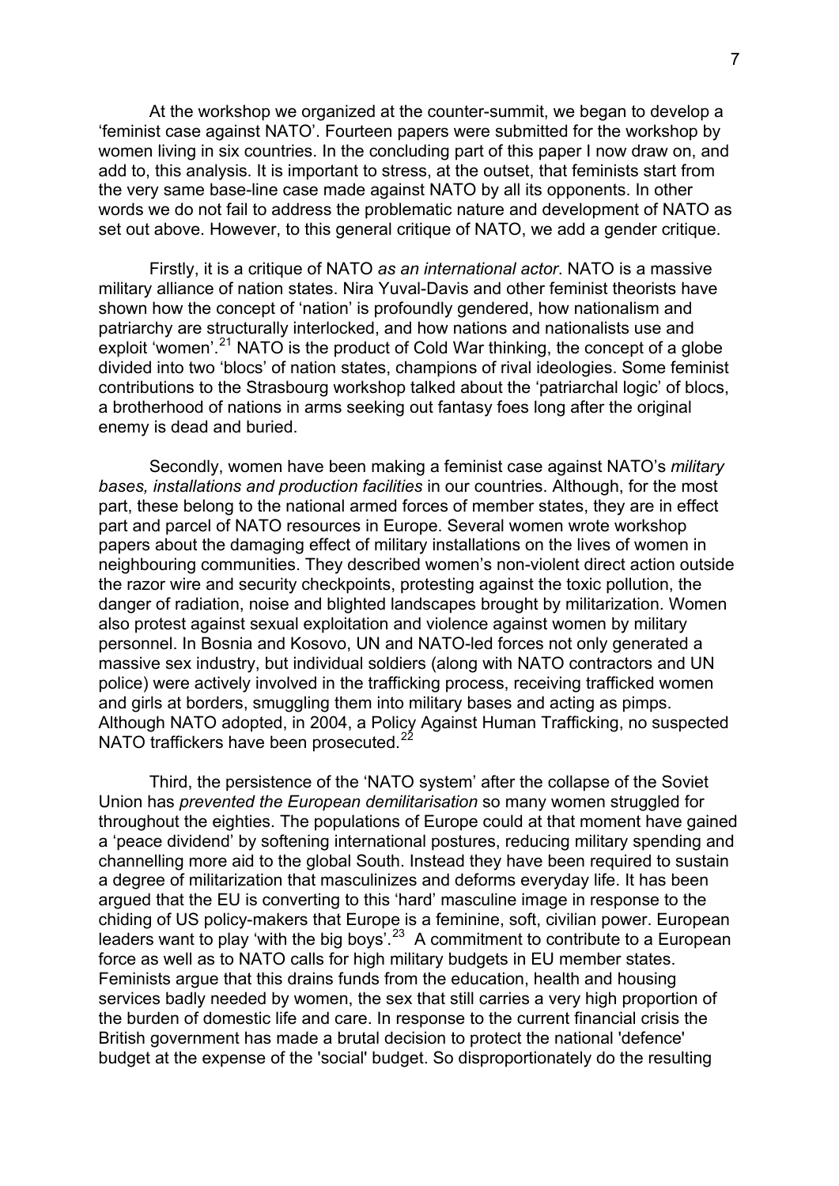At the workshop we organized at the counter-summit, we began to develop a 'feminist case against NATO'. Fourteen papers were submitted for the workshop by women living in six countries. In the concluding part of this paper I now draw on, and add to, this analysis. It is important to stress, at the outset, that feminists start from the very same base-line case made against NATO by all its opponents. In other words we do not fail to address the problematic nature and development of NATO as set out above. However, to this general critique of NATO, we add a gender critique.

Firstly, it is a critique of NATO *as an international actor*. NATO is a massive military alliance of nation states. Nira Yuval-Davis and other feminist theorists have shown how the concept of 'nation' is profoundly gendered, how nationalism and patriarchy are structurally interlocked, and how nations and nationalists use and exploit 'women'.[21] NATO is the product of Cold War thinking, the concept of a globe divided into two 'blocs' of nation states, champions of rival ideologies. Some feminist contributions to the Strasbourg workshop talked about the 'patriarchal logic' of blocs, a brotherhood of nations in arms seeking out fantasy foes long after the original enemy is dead and buried.

Secondly, women have been making a feminist case against NATO's *military bases, installations and production facilities* in our countries. Although, for the most part, these belong to the national armed forces of member states, they are in effect part and parcel of NATO resources in Europe. Several women wrote workshop papers about the damaging effect of military installations on the lives of women in neighbouring communities. They described women's non-violent direct action outside the razor wire and security checkpoints, protesting against the toxic pollution, the danger of radiation, noise and blighted landscapes brought by militarization. Women also protest against sexual exploitation and violence against women by military personnel. In Bosnia and Kosovo, UN and NATO-led forces not only generated a massive sex industry, but individual soldiers (along with NATO contractors and UN police) were actively involved in the trafficking process, receiving trafficked women and girls at borders, smuggling them into military bases and acting as pimps. Although NATO adopted, in 2004, a Policy Against Human Trafficking, no suspected NATO traffickers have been prosecuted.[22]

Third, the persistence of the 'NATO system' after the collapse of the Soviet Union has *prevented the European demilitarisation* so many women struggled for throughout the eighties. The populations of Europe could at that moment have gained a 'peace dividend' by softening international postures, reducing military spending and channelling more aid to the global South. Instead they have been required to sustain a degree of militarization that masculinizes and deforms everyday life. It has been argued that the EU is converting to this 'hard' masculine image in response to the chiding of US policy-makers that Europe is a feminine, soft, civilian power. European leaders want to play 'with the big boys'.[23] A commitment to contribute to a European force as well as to NATO calls for high military budgets in EU member states. Feminists argue that this drains funds from the education, health and housing services badly needed by women, the sex that still carries a very high proportion of the burden of domestic life and care. In response to the current financial crisis the British government has made a brutal decision to protect the national 'defence' budget at the expense of the 'social' budget. So disproportionately do the resulting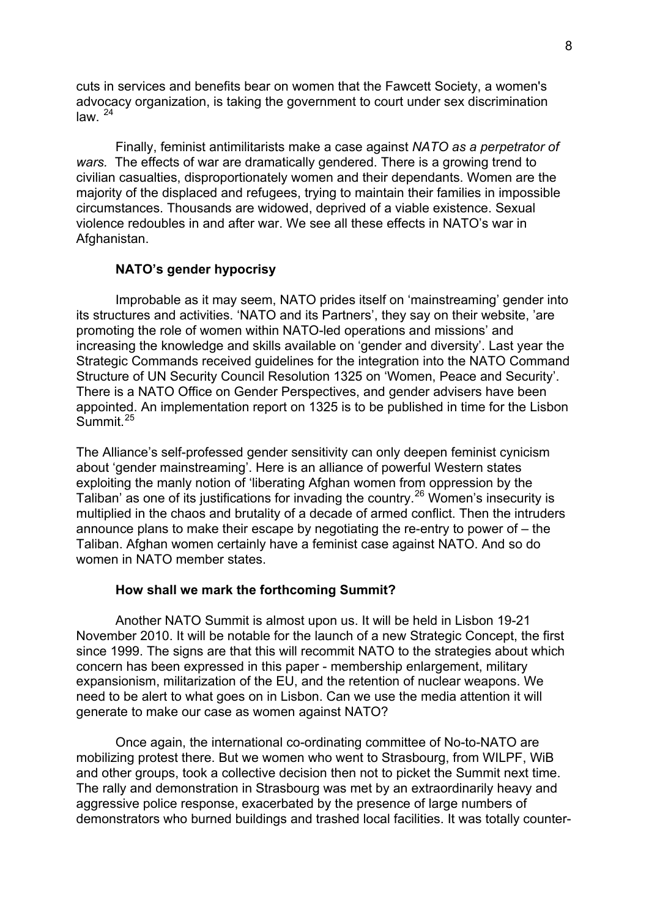cuts in services and benefits bear on women that the Fawcett Society, a women's advocacy organization, is taking the government to court under sex discrimination law. [24]

Finally, feminist antimilitarists make a case against *NATO as a perpetrator of wars.* The effects of war are dramatically gendered. There is a growing trend to civilian casualties, disproportionately women and their dependants. Women are the majority of the displaced and refugees, trying to maintain their families in impossible circumstances. Thousands are widowed, deprived of a viable existence. Sexual violence redoubles in and after war. We see all these effects in NATO's war in Afghanistan.

### NATO's gender hypocrisy

Improbable as it may seem, NATO prides itself on 'mainstreaming' gender into its structures and activities. 'NATO and its Partners', they say on their website, 'are promoting the role of women within NATO-led operations and missions' and increasing the knowledge and skills available on 'gender and diversity'. Last year the Strategic Commands received guidelines for the integration into the NATO Command Structure of UN Security Council Resolution 1325 on 'Women, Peace and Security'. There is a NATO Office on Gender Perspectives, and gender advisers have been appointed. An implementation report on 1325 is to be published in time for the Lisbon Summit.[25]

The Alliance's self-professed gender sensitivity can only deepen feminist cynicism about 'gender mainstreaming'. Here is an alliance of powerful Western states exploiting the manly notion of 'liberating Afghan women from oppression by the Taliban' as one of its justifications for invading the country.[26] Women's insecurity is multiplied in the chaos and brutality of a decade of armed conflict. Then the intruders announce plans to make their escape by negotiating the re-entry to power of – the Taliban. Afghan women certainly have a feminist case against NATO. And so do women in NATO member states.

### How shall we mark the forthcoming Summit?

Another NATO Summit is almost upon us. It will be held in Lisbon 19-21 November 2010. It will be notable for the launch of a new Strategic Concept, the first since 1999. The signs are that this will recommit NATO to the strategies about which concern has been expressed in this paper - membership enlargement, military expansionism, militarization of the EU, and the retention of nuclear weapons. We need to be alert to what goes on in Lisbon. Can we use the media attention it will generate to make our case as women against NATO?

Once again, the international co-ordinating committee of No-to-NATO are mobilizing protest there. But we women who went to Strasbourg, from WILPF, WiB and other groups, took a collective decision then not to picket the Summit next time. The rally and demonstration in Strasbourg was met by an extraordinarily heavy and aggressive police response, exacerbated by the presence of large numbers of demonstrators who burned buildings and trashed local facilities. It was totally counter-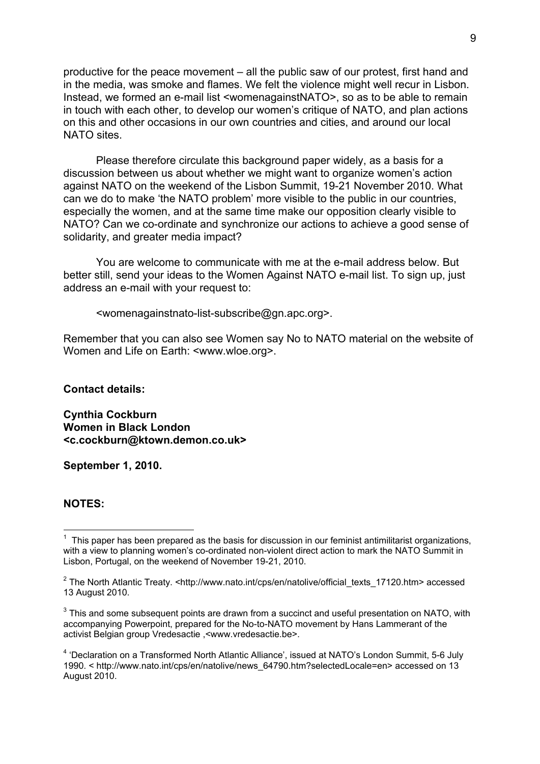productive for the peace movement – all the public saw of our protest, first hand and in the media, was smoke and flames. We felt the violence might well recur in Lisbon. Instead, we formed an e-mail list <womenagainstNATO>, so as to be able to remain in touch with each other, to develop our women's critique of NATO, and plan actions on this and other occasions in our own countries and cities, and around our local NATO sites.

Please therefore circulate this background paper widely, as a basis for a discussion between us about whether we might want to organize women's action against NATO on the weekend of the Lisbon Summit, 19-21 November 2010. What can we do to make 'the NATO problem' more visible to the public in our countries, especially the women, and at the same time make our opposition clearly visible to NATO? Can we co-ordinate and synchronize our actions to achieve a good sense of solidarity, and greater media impact?

You are welcome to communicate with me at the e-mail address below. But better still, send your ideas to the Women Against NATO e-mail list. To sign up, just address an e-mail with your request to:

<womenagainstnato-list-subscribe@gn.apc.org>.

Remember that you can also see Women say No to NATO material on the website of Women and Life on Earth: <www.wloe.org>.

**Contact details:**

**Cynthia Cockburn**
**Women in Black London**
**<c.cockburn@ktown.demon.co.uk>**

**September 1, 2010.**

**NOTES:**

[1] This paper has been prepared as the basis for discussion in our feminist antimilitarist organizations, with a view to planning women's co-ordinated non-violent direct action to mark the NATO Summit in Lisbon, Portugal, on the weekend of November 19-21, 2010.

[2] The North Atlantic Treaty. <http://www.nato.int/cps/en/natolive/official_texts_17120.htm> accessed 13 August 2010.

[3] This and some subsequent points are drawn from a succinct and useful presentation on NATO, with accompanying Powerpoint, prepared for the No-to-NATO movement by Hans Lammerant of the activist Belgian group Vredesactie ,<www.vredesactie.be>.

[4] 'Declaration on a Transformed North Atlantic Alliance', issued at NATO's London Summit, 5-6 July 1990. < http://www.nato.int/cps/en/natolive/news_64790.htm?selectedLocale=en> accessed on 13 August 2010.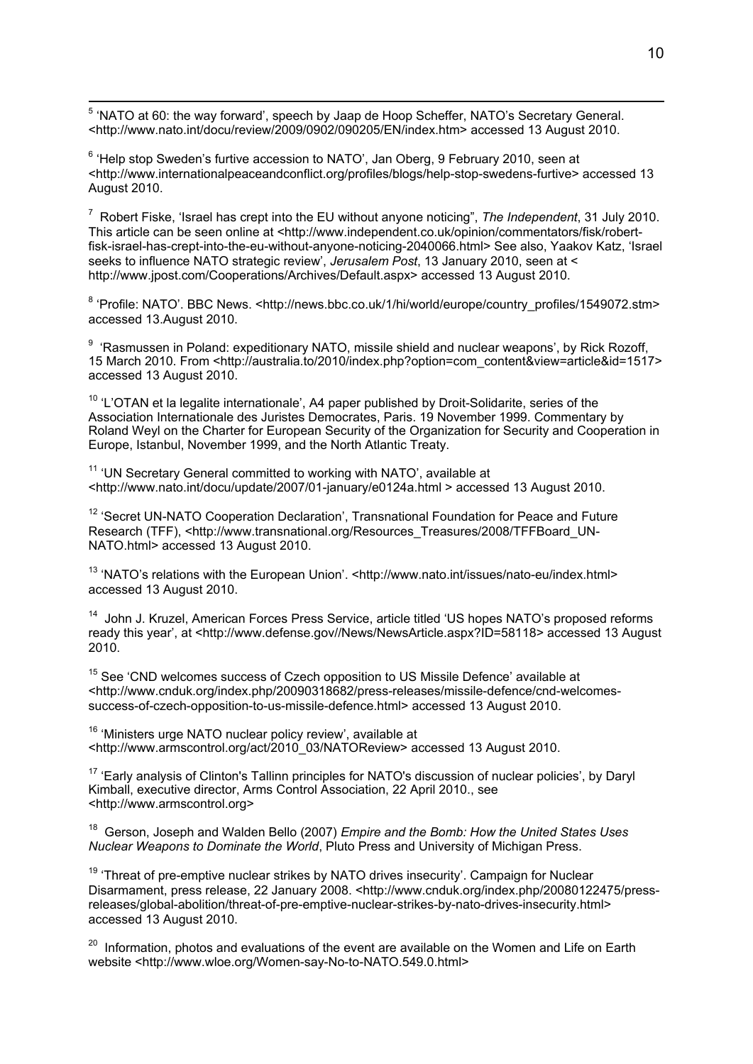[5] 'NATO at 60: the way forward', speech by Jaap de Hoop Scheffer, NATO's Secretary General. <http://www.nato.int/docu/review/2009/0902/090205/EN/index.htm> accessed 13 August 2010.

[6] 'Help stop Sweden's furtive accession to NATO', Jan Oberg, 9 February 2010, seen at <http://www.internationalpeaceandconflict.org/profiles/blogs/help-stop-swedens-furtive> accessed 13 August 2010.

[7] Robert Fiske, 'Israel has crept into the EU without anyone noticing", *The Independent*, 31 July 2010. This article can be seen online at <http://www.independent.co.uk/opinion/commentators/fisk/robert-fisk-israel-has-crept-into-the-eu-without-anyone-noticing-2040066.html> See also, Yaakov Katz, 'Israel seeks to influence NATO strategic review', *Jerusalem Post*, 13 January 2010, seen at < http://www.jpost.com/Cooperations/Archives/Default.aspx> accessed 13 August 2010.

[8] 'Profile: NATO'. BBC News. <http://news.bbc.co.uk/1/hi/world/europe/country_profiles/1549072.stm> accessed 13.August 2010.

[9] 'Rasmussen in Poland: expeditionary NATO, missile shield and nuclear weapons', by Rick Rozoff, 15 March 2010. From <http://australia.to/2010/index.php?option=com_content&view=article&id=1517> accessed 13 August 2010.

[10] 'L'OTAN et la legalite internationale', A4 paper published by Droit-Solidarite, series of the Association Internationale des Juristes Democrates, Paris. 19 November 1999. Commentary by Roland Weyl on the Charter for European Security of the Organization for Security and Cooperation in Europe, Istanbul, November 1999, and the North Atlantic Treaty.

[11] 'UN Secretary General committed to working with NATO', available at <http://www.nato.int/docu/update/2007/01-january/e0124a.html > accessed 13 August 2010.

[12] 'Secret UN-NATO Cooperation Declaration', Transnational Foundation for Peace and Future Research (TFF), <http://www.transnational.org/Resources_Treasures/2008/TFFBoard_UN-NATO.html> accessed 13 August 2010.

[13] 'NATO's relations with the European Union'. <http://www.nato.int/issues/nato-eu/index.html> accessed 13 August 2010.

[14] John J. Kruzel, American Forces Press Service, article titled 'US hopes NATO's proposed reforms ready this year', at <http://www.defense.gov//News/NewsArticle.aspx?ID=58118> accessed 13 August 2010.

[15] See 'CND welcomes success of Czech opposition to US Missile Defence' available at <http://www.cnduk.org/index.php/20090318682/press-releases/missile-defence/cnd-welcomes-success-of-czech-opposition-to-us-missile-defence.html> accessed 13 August 2010.

[16] 'Ministers urge NATO nuclear policy review', available at <http://www.armscontrol.org/act/2010_03/NATOReview> accessed 13 August 2010.

[17] 'Early analysis of Clinton's Tallinn principles for NATO's discussion of nuclear policies', by Daryl Kimball, executive director, Arms Control Association, 22 April 2010., see <http://www.armscontrol.org>

[18] Gerson, Joseph and Walden Bello (2007) *Empire and the Bomb: How the United States Uses Nuclear Weapons to Dominate the World*, Pluto Press and University of Michigan Press.

[19] 'Threat of pre-emptive nuclear strikes by NATO drives insecurity'. Campaign for Nuclear Disarmament, press release, 22 January 2008. <http://www.cnduk.org/index.php/20080122475/press-releases/global-abolition/threat-of-pre-emptive-nuclear-strikes-by-nato-drives-insecurity.html> accessed 13 August 2010.

[20] Information, photos and evaluations of the event are available on the Women and Life on Earth website <http://www.wloe.org/Women-say-No-to-NATO.549.0.html>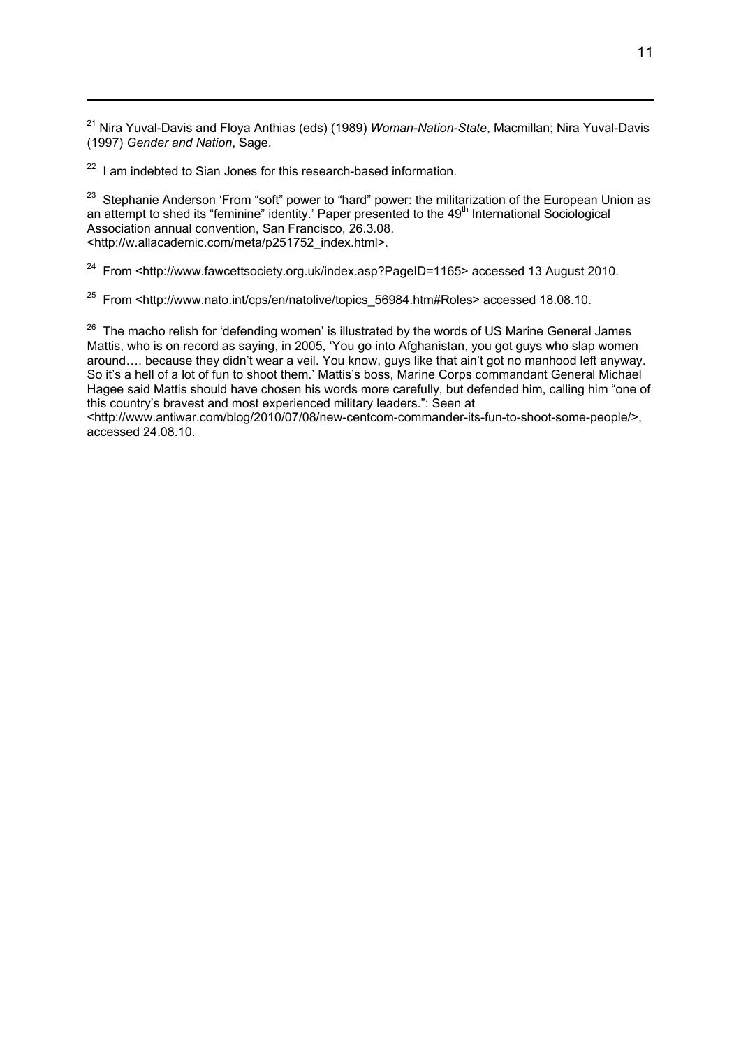[21] Nira Yuval-Davis and Floya Anthias (eds) (1989) *Woman-Nation-State*, Macmillan; Nira Yuval-Davis (1997) *Gender and Nation*, Sage.

[22] I am indebted to Sian Jones for this research-based information.

[23] Stephanie Anderson 'From "soft" power to "hard" power: the militarization of the European Union as an attempt to shed its "feminine" identity.' Paper presented to the 49th International Sociological Association annual convention, San Francisco, 26.3.08. <http://w.allacademic.com/meta/p251752_index.html>.

[24] From <http://www.fawcettsociety.org.uk/index.asp?PageID=1165> accessed 13 August 2010.

[25] From <http://www.nato.int/cps/en/natolive/topics_56984.htm#Roles> accessed 18.08.10.

[26] The macho relish for 'defending women' is illustrated by the words of US Marine General James Mattis, who is on record as saying, in 2005, 'You go into Afghanistan, you got guys who slap women around…. because they didn't wear a veil. You know, guys like that ain't got no manhood left anyway. So it's a hell of a lot of fun to shoot them.' Mattis's boss, Marine Corps commandant General Michael Hagee said Mattis should have chosen his words more carefully, but defended him, calling him "one of this country's bravest and most experienced military leaders.": Seen at <http://www.antiwar.com/blog/2010/07/08/new-centcom-commander-its-fun-to-shoot-some-people/>, accessed 24.08.10.